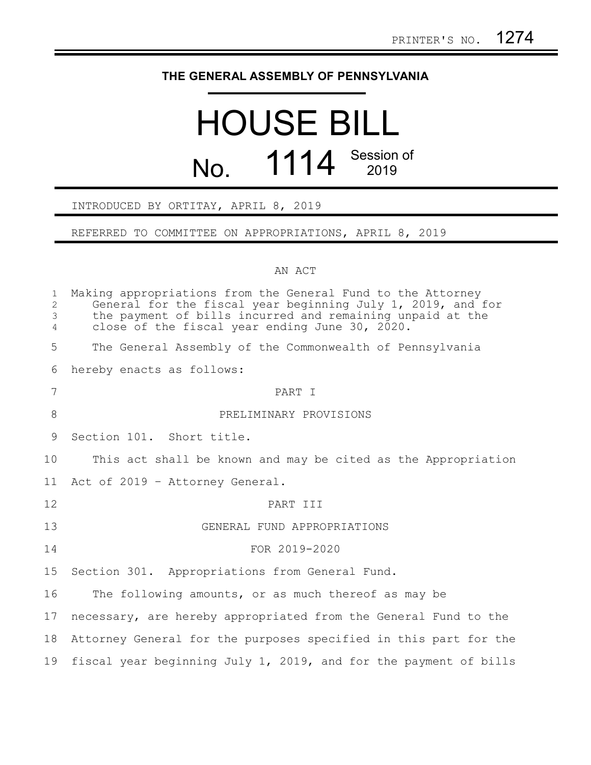PRINTER'S NO. 1274

# THE GENERAL ASSEMBLY OF PENNSYLVANIA

# HOUSE BILL No. 1114 Session of 2019

INTRODUCED BY ORTITAY, APRIL 8, 2019

REFERRED TO COMMITTEE ON APPROPRIATIONS, APRIL 8, 2019

AN ACT

Making appropriations from the General Fund to the Attorney General for the fiscal year beginning July 1, 2019, and for the payment of bills incurred and remaining unpaid at the close of the fiscal year ending June 30, 2020.

The General Assembly of the Commonwealth of Pennsylvania hereby enacts as follows:

PART I

PRELIMINARY PROVISIONS

Section 101. Short title.

This act shall be known and may be cited as the Appropriation Act of 2019 - Attorney General.

PART III

GENERAL FUND APPROPRIATIONS

FOR 2019-2020

Section 301. Appropriations from General Fund.

The following amounts, or as much thereof as may be necessary, are hereby appropriated from the General Fund to the Attorney General for the purposes specified in this part for the fiscal year beginning July 1, 2019, and for the payment of bills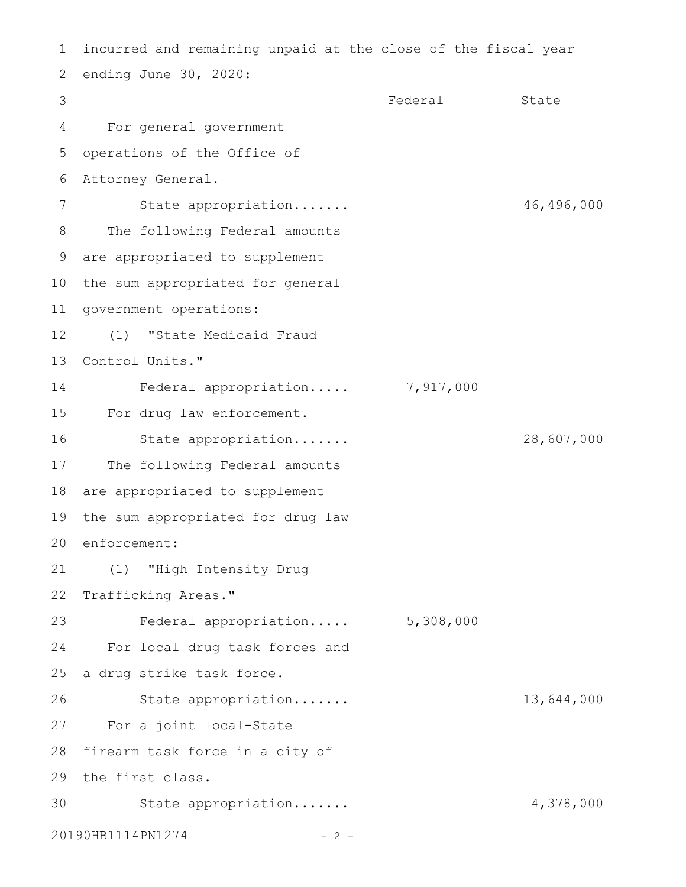incurred and remaining unpaid at the close of the fiscal year ending June 30, 2020:

| | Federal | State |
|---|---|---|
| For general government operations of the Office of Attorney General. | | |
| State appropriation....... | | 46,496,000 |
| The following Federal amounts are appropriated to supplement the sum appropriated for general government operations: | | |
| (1) "State Medicaid Fraud Control Units." | | |
| Federal appropriation..... | 7,917,000 | |
| For drug law enforcement. | | |
| State appropriation....... | | 28,607,000 |
| The following Federal amounts are appropriated to supplement the sum appropriated for drug law enforcement: | | |
| (1) "High Intensity Drug Trafficking Areas." | | |
| Federal appropriation..... | 5,308,000 | |
| For local drug task forces and a drug strike task force. | | |
| State appropriation....... | | 13,644,000 |
| For a joint local-State firearm task force in a city of the first class. | | |
| State appropriation....... | | 4,378,000 |

20190HB1114PN1274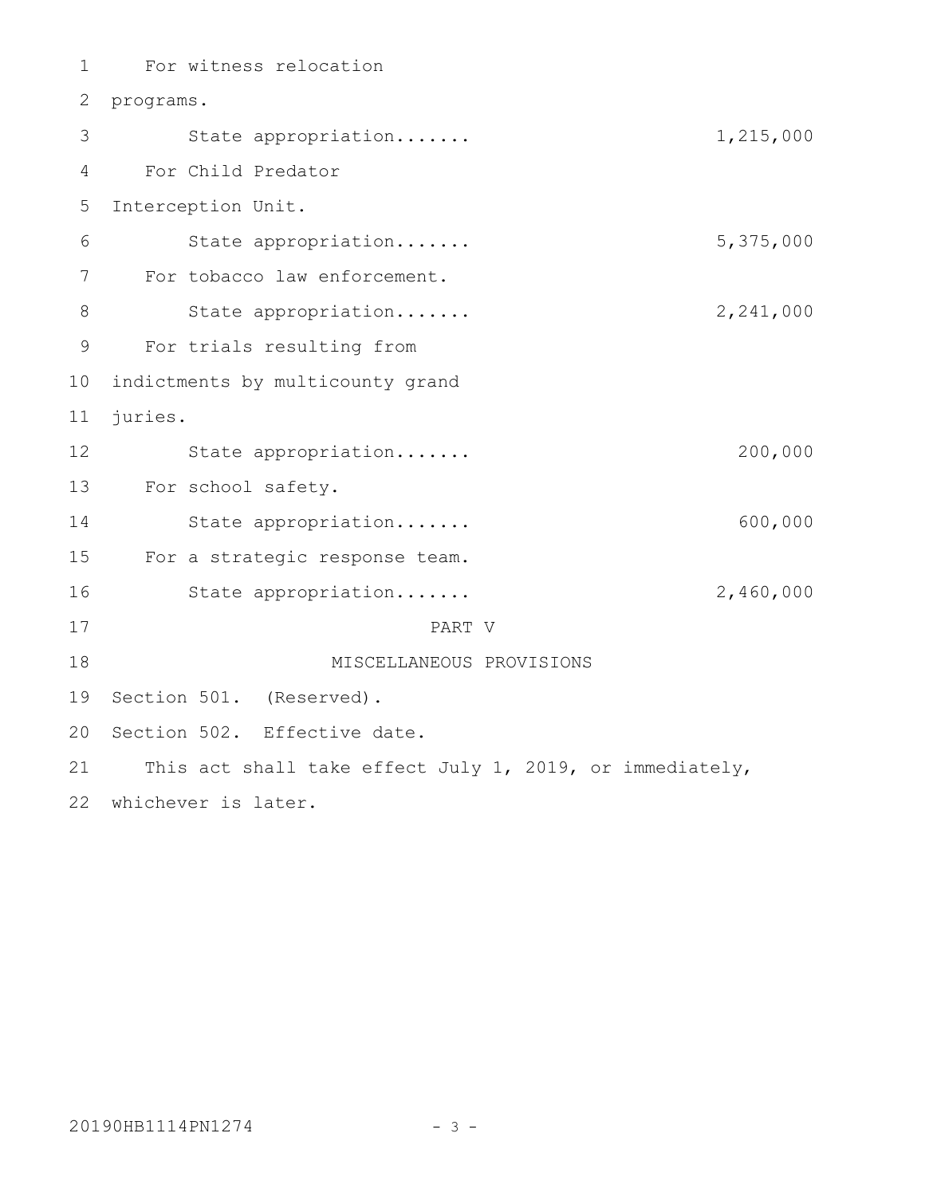For witness relocation programs.

State appropriation....... 1,215,000

For Child Predator Interception Unit.

State appropriation....... 5,375,000

For tobacco law enforcement.

State appropriation....... 2,241,000

For trials resulting from indictments by multicounty grand juries.

State appropriation....... 200,000

For school safety.

State appropriation....... 600,000

For a strategic response team.

State appropriation....... 2,460,000

## PART V

## MISCELLANEOUS PROVISIONS

Section 501. (Reserved).

Section 502. Effective date.

This act shall take effect July 1, 2019, or immediately, whichever is later.